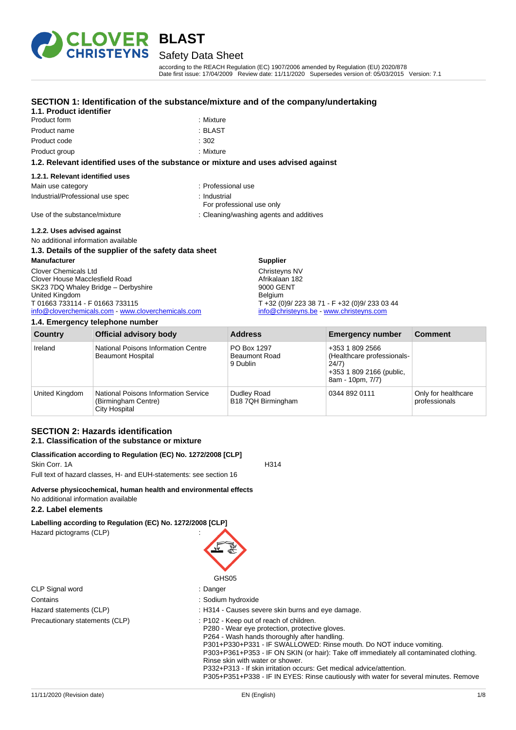# BLAST

## Safety Data Sheet

according to the REACH Regulation (EC) 1907/2006 amended by Regulation (EU) 2020/878
Date first issue: 17/04/2009 Review date: 11/11/2020 Supersedes version of: 05/03/2015 Version: 7.1

## SECTION 1: Identification of the substance/mixture and of the company/undertaking

### 1.1. Product identifier

Product form : Mixture

Product name : BLAST

Product code : 302

Product group : Mixture

### 1.2. Relevant identified uses of the substance or mixture and uses advised against

#### 1.2.1. Relevant identified uses

Main use category : Professional use

Industrial/Professional use spec : Industrial
For professional use only

Use of the substance/mixture : Cleaning/washing agents and additives

#### 1.2.2. Uses advised against

No additional information available

### 1.3. Details of the supplier of the safety data sheet

**Manufacturer**

Clover Chemicals Ltd
Clover House Macclesfield Road
SK23 7DQ Whaley Bridge – Derbyshire
United Kingdom
T 01663 733114 - F 01663 733115
info@cloverchemicals.com - www.cloverchemicals.com

**Supplier**

Christeyns NV
Afrikalaan 182
9000 GENT
Belgium
T +32 (0)9/ 223 38 71 - F +32 (0)9/ 233 03 44
info@christeyns.be - www.christeyns.com

### 1.4. Emergency telephone number

| Country | Official advisory body | Address | Emergency number | Comment |
|---|---|---|---|---|
| Ireland | National Poisons Information Centre Beaumont Hospital | PO Box 1297 Beaumont Road 9 Dublin | +353 1 809 2566 (Healthcare professionals-24/7) +353 1 809 2166 (public, 8am - 10pm, 7/7) | |
| United Kingdom | National Poisons Information Service (Birmingham Centre) City Hospital | Dudley Road B18 7QH Birmingham | 0344 892 0111 | Only for healthcare professionals |

## SECTION 2: Hazards identification

### 2.1. Classification of the substance or mixture

**Classification according to Regulation (EC) No. 1272/2008 [CLP]**

Skin Corr. 1A H314

Full text of hazard classes, H- and EUH-statements: see section 16

**Adverse physicochemical, human health and environmental effects**

No additional information available

### 2.2. Label elements

**Labelling according to Regulation (EC) No. 1272/2008 [CLP]**

Hazard pictograms (CLP) :

GHS05

CLP Signal word : Danger

Contains : Sodium hydroxide

Hazard statements (CLP) : H314 - Causes severe skin burns and eye damage.

Precautionary statements (CLP) : P102 - Keep out of reach of children.
P280 - Wear eye protection, protective gloves.
P264 - Wash hands thoroughly after handling.
P301+P330+P331 - IF SWALLOWED: Rinse mouth. Do NOT induce vomiting.
P303+P361+P353 - IF ON SKIN (or hair): Take off immediately all contaminated clothing. Rinse skin with water or shower.
P332+P313 - If skin irritation occurs: Get medical advice/attention.
P305+P351+P338 - IF IN EYES: Rinse cautiously with water for several minutes. Remove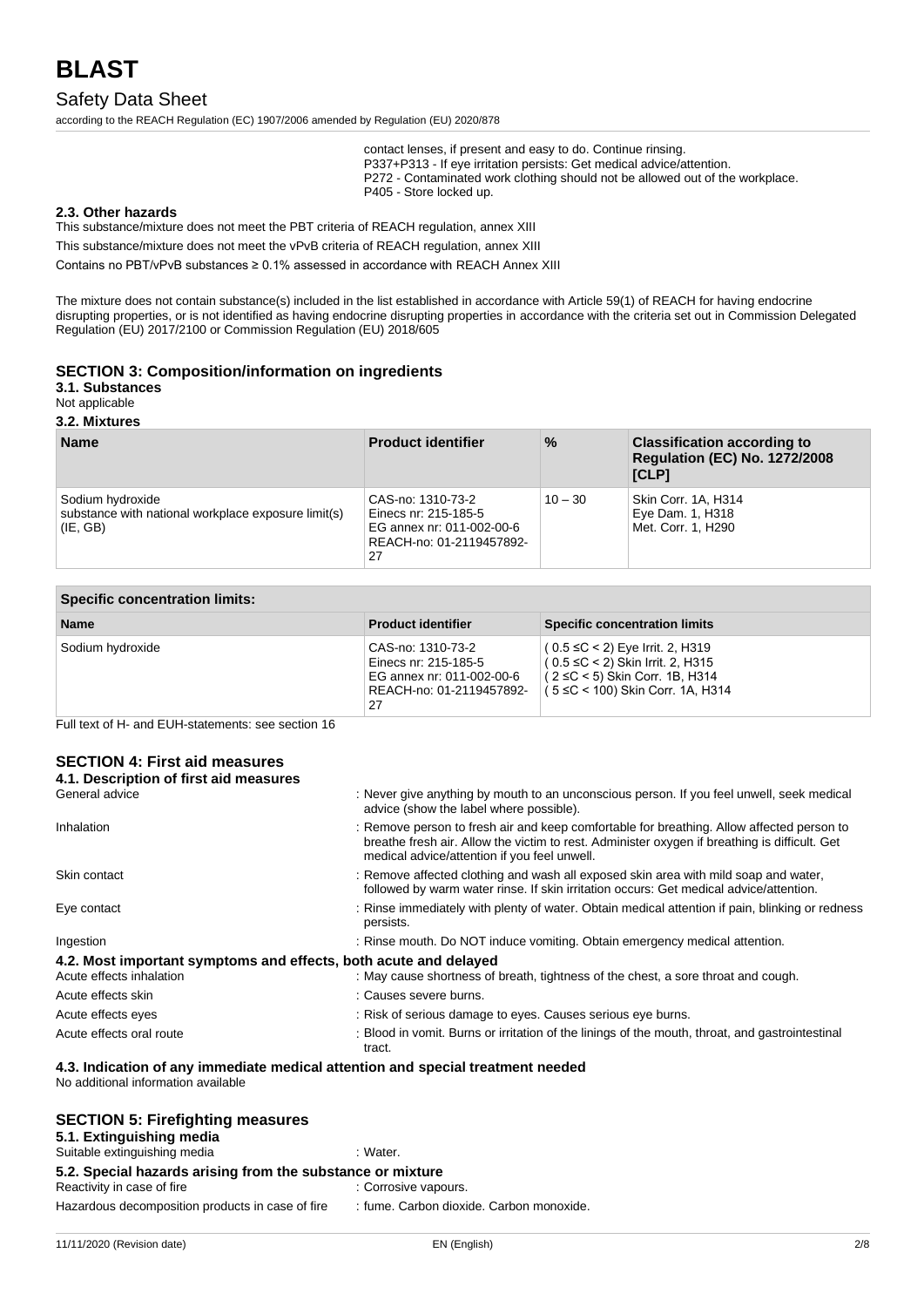contact lenses, if present and easy to do. Continue rinsing.
P337+P313 - If eye irritation persists: Get medical advice/attention.
P272 - Contaminated work clothing should not be allowed out of the workplace.
P405 - Store locked up.

### 2.3. Other hazards

This substance/mixture does not meet the PBT criteria of REACH regulation, annex XIII

This substance/mixture does not meet the vPvB criteria of REACH regulation, annex XIII

Contains no PBT/vPvB substances ≥ 0.1% assessed in accordance with REACH Annex XIII

The mixture does not contain substance(s) included in the list established in accordance with Article 59(1) of REACH for having endocrine disrupting properties, or is not identified as having endocrine disrupting properties in accordance with the criteria set out in Commission Delegated Regulation (EU) 2017/2100 or Commission Regulation (EU) 2018/605

## SECTION 3: Composition/information on ingredients

### 3.1. Substances

Not applicable

### 3.2. Mixtures

| Name | Product identifier | % | Classification according to Regulation (EC) No. 1272/2008 [CLP] |
|---|---|---|---|
| Sodium hydroxide<br>substance with national workplace exposure limit(s) (IE, GB) | CAS-no: 1310-73-2<br>Einecs nr: 215-185-5<br>EG annex nr: 011-002-00-6<br>REACH-no: 01-2119457892-27 | 10 – 30 | Skin Corr. 1A, H314<br>Eye Dam. 1, H318<br>Met. Corr. 1, H290 |

| Specific concentration limits: | | |
|---|---|---|
| **Name** | **Product identifier** | **Specific concentration limits** |
| Sodium hydroxide | CAS-no: 1310-73-2<br>Einecs nr: 215-185-5<br>EG annex nr: 011-002-00-6<br>REACH-no: 01-2119457892-27 | ( 0.5 ≤C < 2) Eye Irrit. 2, H319<br>( 0.5 ≤C < 2) Skin Irrit. 2, H315<br>( 2 ≤C < 5) Skin Corr. 1B, H314<br>( 5 ≤C < 100) Skin Corr. 1A, H314 |

Full text of H- and EUH-statements: see section 16

## SECTION 4: First aid measures

### 4.1. Description of first aid measures

General advice : Never give anything by mouth to an unconscious person. If you feel unwell, seek medical advice (show the label where possible).

Inhalation : Remove person to fresh air and keep comfortable for breathing. Allow affected person to breathe fresh air. Allow the victim to rest. Administer oxygen if breathing is difficult. Get medical advice/attention if you feel unwell.

Skin contact : Remove affected clothing and wash all exposed skin area with mild soap and water, followed by warm water rinse. If skin irritation occurs: Get medical advice/attention.

Eye contact : Rinse immediately with plenty of water. Obtain medical attention if pain, blinking or redness persists.

Ingestion : Rinse mouth. Do NOT induce vomiting. Obtain emergency medical attention.

### 4.2. Most important symptoms and effects, both acute and delayed

Acute effects inhalation : May cause shortness of breath, tightness of the chest, a sore throat and cough.

Acute effects skin : Causes severe burns.

Acute effects eyes : Risk of serious damage to eyes. Causes serious eye burns.

Acute effects oral route : Blood in vomit. Burns or irritation of the linings of the mouth, throat, and gastrointestinal tract.

### 4.3. Indication of any immediate medical attention and special treatment needed

No additional information available

## SECTION 5: Firefighting measures

### 5.1. Extinguishing media

Suitable extinguishing media : Water.

### 5.2. Special hazards arising from the substance or mixture

Reactivity in case of fire : Corrosive vapours.

Hazardous decomposition products in case of fire : fume. Carbon dioxide. Carbon monoxide.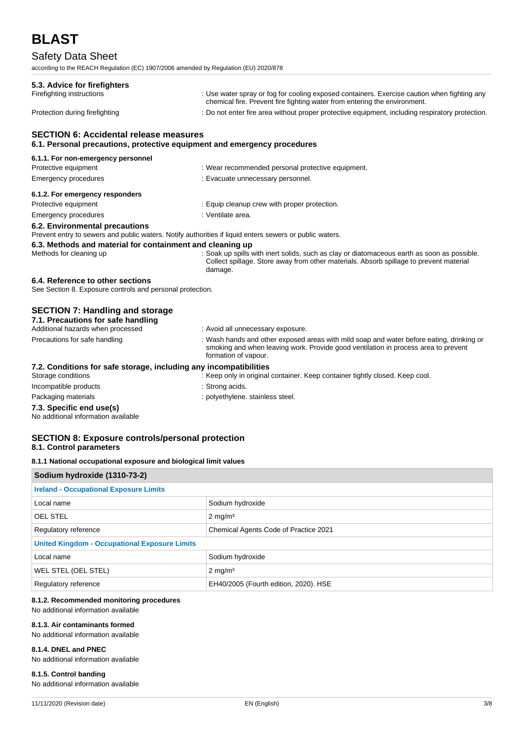### 5.3. Advice for firefighters

Firefighting instructions : Use water spray or fog for cooling exposed containers. Exercise caution when fighting any chemical fire. Prevent fire fighting water from entering the environment.

Protection during firefighting : Do not enter fire area without proper protective equipment, including respiratory protection.

## SECTION 6: Accidental release measures

### 6.1. Personal precautions, protective equipment and emergency procedures

#### 6.1.1. For non-emergency personnel

Protective equipment : Wear recommended personal protective equipment.

Emergency procedures : Evacuate unnecessary personnel.

#### 6.1.2. For emergency responders

Protective equipment : Equip cleanup crew with proper protection.

Emergency procedures : Ventilate area.

### 6.2. Environmental precautions

Prevent entry to sewers and public waters. Notify authorities if liquid enters sewers or public waters.

### 6.3. Methods and material for containment and cleaning up

Methods for cleaning up : Soak up spills with inert solids, such as clay or diatomaceous earth as soon as possible. Collect spillage. Store away from other materials. Absorb spillage to prevent material damage.

### 6.4. Reference to other sections

See Section 8. Exposure controls and personal protection.

## SECTION 7: Handling and storage

### 7.1. Precautions for safe handling

Additional hazards when processed : Avoid all unnecessary exposure.

Precautions for safe handling : Wash hands and other exposed areas with mild soap and water before eating, drinking or smoking and when leaving work. Provide good ventilation in process area to prevent formation of vapour.

### 7.2. Conditions for safe storage, including any incompatibilities

Storage conditions : Keep only in original container. Keep container tightly closed. Keep cool.

Incompatible products : Strong acids.

Packaging materials : polyethylene. stainless steel.

### 7.3. Specific end use(s)

No additional information available

## SECTION 8: Exposure controls/personal protection

### 8.1. Control parameters

#### 8.1.1 National occupational exposure and biological limit values

| Sodium hydroxide (1310-73-2) | |
|---|---|
| **Ireland - Occupational Exposure Limits** | |
| Local name | Sodium hydroxide |
| OEL STEL | 2 mg/m³ |
| Regulatory reference | Chemical Agents Code of Practice 2021 |
| **United Kingdom - Occupational Exposure Limits** | |
| Local name | Sodium hydroxide |
| WEL STEL (OEL STEL) | 2 mg/m³ |
| Regulatory reference | EH40/2005 (Fourth edition, 2020). HSE |

#### 8.1.2. Recommended monitoring procedures

No additional information available

#### 8.1.3. Air contaminants formed

No additional information available

#### 8.1.4. DNEL and PNEC

No additional information available

#### 8.1.5. Control banding

No additional information available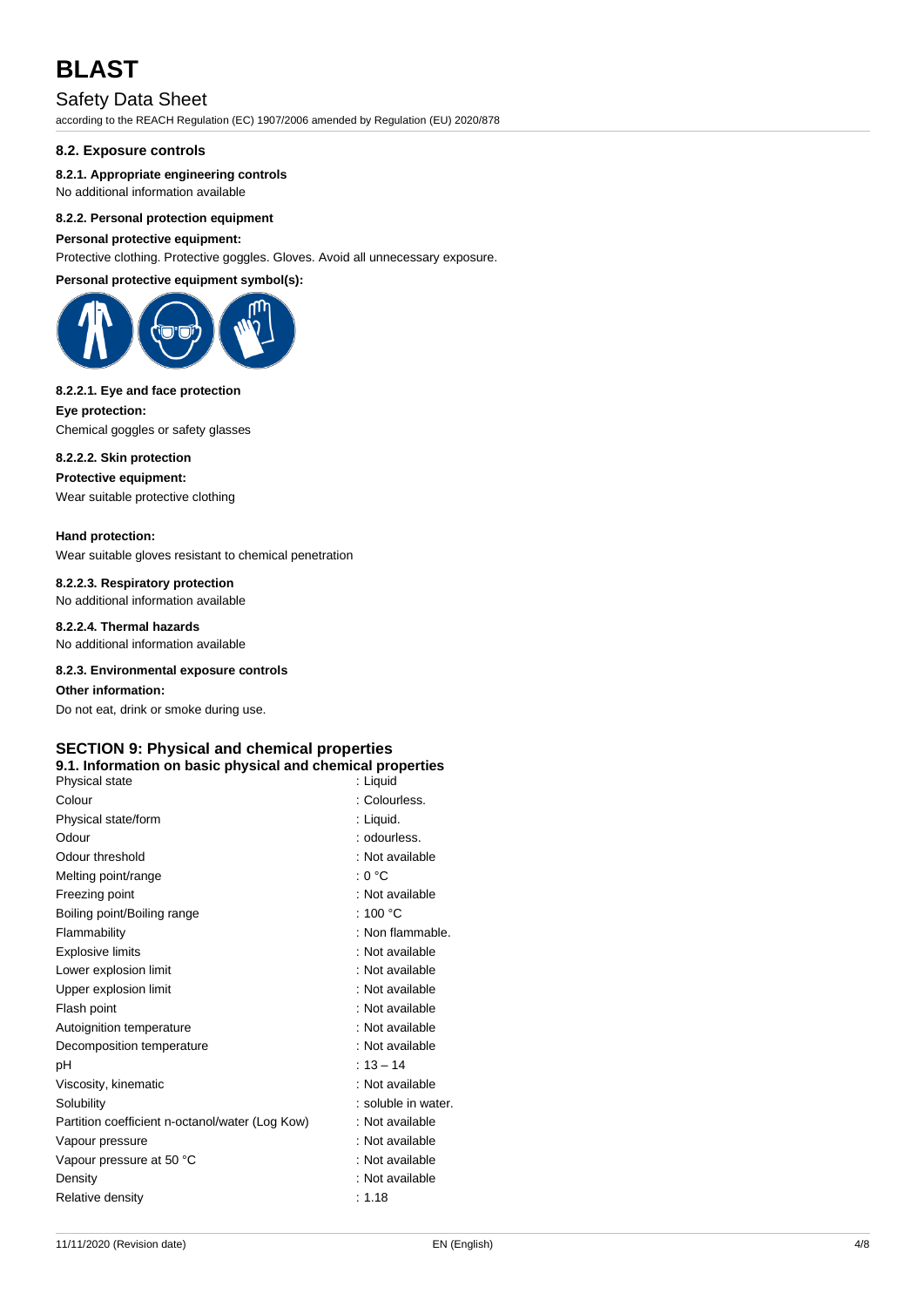### 8.2. Exposure controls

#### 8.2.1. Appropriate engineering controls

No additional information available

#### 8.2.2. Personal protection equipment

**Personal protective equipment:**

Protective clothing. Protective goggles. Gloves. Avoid all unnecessary exposure.

**Personal protective equipment symbol(s):**

#### 8.2.2.1. Eye and face protection

**Eye protection:**

Chemical goggles or safety glasses

#### 8.2.2.2. Skin protection

**Protective equipment:**

Wear suitable protective clothing

**Hand protection:**

Wear suitable gloves resistant to chemical penetration

#### 8.2.2.3. Respiratory protection

No additional information available

#### 8.2.2.4. Thermal hazards

No additional information available

#### 8.2.3. Environmental exposure controls

**Other information:**

Do not eat, drink or smoke during use.

## SECTION 9: Physical and chemical properties

### 9.1. Information on basic physical and chemical properties

| Property | Value |
|---|---|
| Physical state | : Liquid |
| Colour | : Colourless. |
| Physical state/form | : Liquid. |
| Odour | : odourless. |
| Odour threshold | : Not available |
| Melting point/range | : 0 °C |
| Freezing point | : Not available |
| Boiling point/Boiling range | : 100 °C |
| Flammability | : Non flammable. |
| Explosive limits | : Not available |
| Lower explosion limit | : Not available |
| Upper explosion limit | : Not available |
| Flash point | : Not available |
| Autoignition temperature | : Not available |
| Decomposition temperature | : Not available |
| pH | : 13 – 14 |
| Viscosity, kinematic | : Not available |
| Solubility | : soluble in water. |
| Partition coefficient n-octanol/water (Log Kow) | : Not available |
| Vapour pressure | : Not available |
| Vapour pressure at 50 °C | : Not available |
| Density | : Not available |
| Relative density | : 1.18 |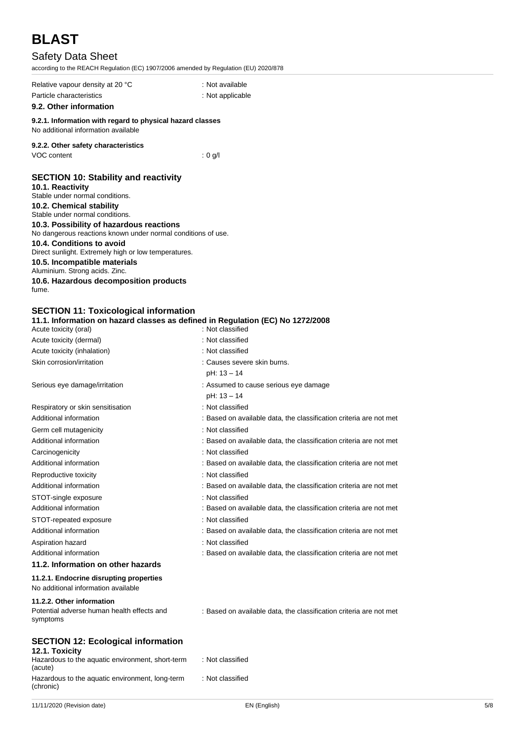Relative vapour density at 20 °C : Not available

Particle characteristics : Not applicable

### 9.2. Other information

#### 9.2.1. Information with regard to physical hazard classes

No additional information available

#### 9.2.2. Other safety characteristics

VOC content : 0 g/l

## SECTION 10: Stability and reactivity

### 10.1. Reactivity

Stable under normal conditions.

### 10.2. Chemical stability

Stable under normal conditions.

### 10.3. Possibility of hazardous reactions

No dangerous reactions known under normal conditions of use.

### 10.4. Conditions to avoid

Direct sunlight. Extremely high or low temperatures.

### 10.5. Incompatible materials

Aluminium. Strong acids. Zinc.

### 10.6. Hazardous decomposition products

fume.

## SECTION 11: Toxicological information

### 11.1. Information on hazard classes as defined in Regulation (EC) No 1272/2008

| | |
|---|---|
| Acute toxicity (oral) | : Not classified |
| Acute toxicity (dermal) | : Not classified |
| Acute toxicity (inhalation) | : Not classified |
| Skin corrosion/irritation | : Causes severe skin burns.<br>pH: 13 – 14 |
| Serious eye damage/irritation | : Assumed to cause serious eye damage<br>pH: 13 – 14 |
| Respiratory or skin sensitisation | : Not classified |
| Additional information | : Based on available data, the classification criteria are not met |
| Germ cell mutagenicity | : Not classified |
| Additional information | : Based on available data, the classification criteria are not met |
| Carcinogenicity | : Not classified |
| Additional information | : Based on available data, the classification criteria are not met |
| Reproductive toxicity | : Not classified |
| Additional information | : Based on available data, the classification criteria are not met |
| STOT-single exposure | : Not classified |
| Additional information | : Based on available data, the classification criteria are not met |
| STOT-repeated exposure | : Not classified |
| Additional information | : Based on available data, the classification criteria are not met |
| Aspiration hazard | : Not classified |
| Additional information | : Based on available data, the classification criteria are not met |

### 11.2. Information on other hazards

#### 11.2.1. Endocrine disrupting properties

No additional information available

#### 11.2.2. Other information

Potential adverse human health effects and symptoms : Based on available data, the classification criteria are not met

## SECTION 12: Ecological information

### 12.1. Toxicity

| | |
|---|---|
| Hazardous to the aquatic environment, short-term (acute) | : Not classified |
| Hazardous to the aquatic environment, long-term (chronic) | : Not classified |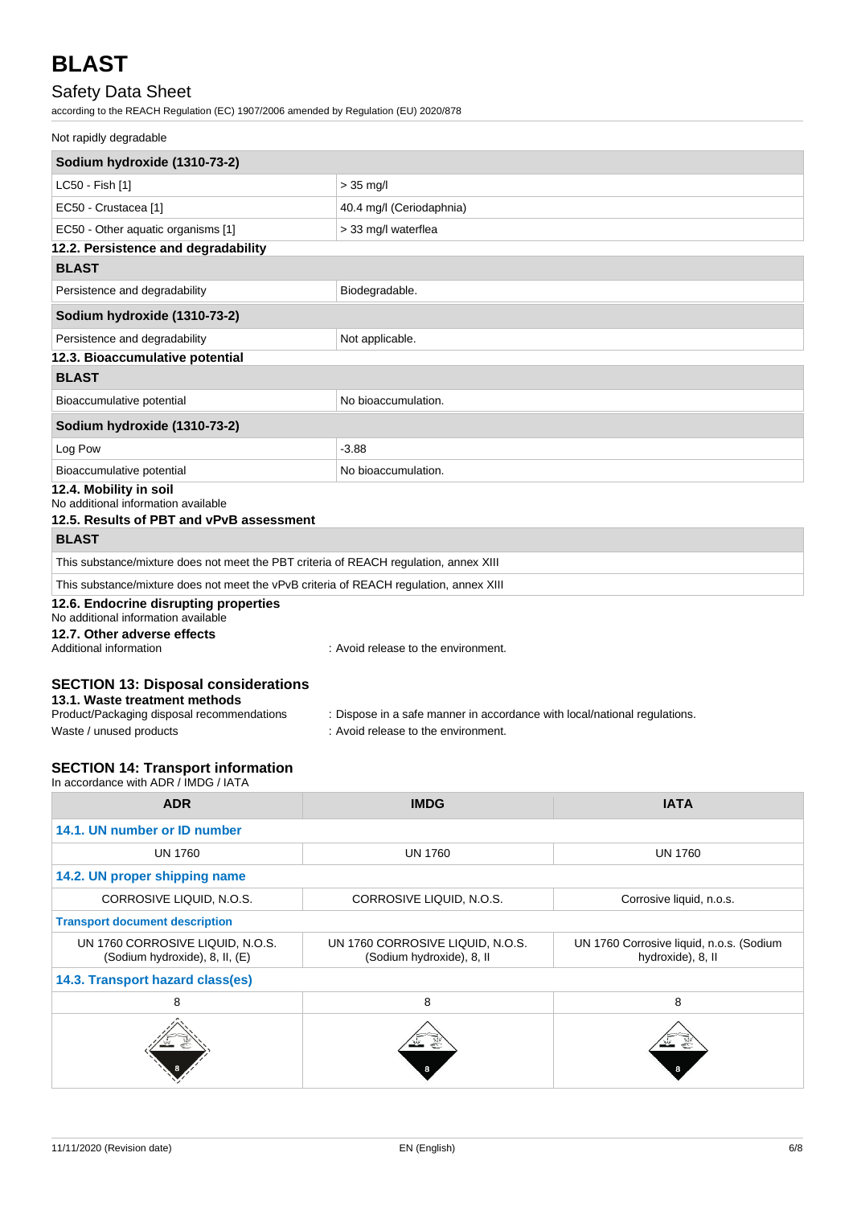Not rapidly degradable

| Sodium hydroxide (1310-73-2) | |
|---|---|
| LC50 - Fish [1] | > 35 mg/l |
| EC50 - Crustacea [1] | 40.4 mg/l (Ceriodaphnia) |
| EC50 - Other aquatic organisms [1] | > 33 mg/l waterflea |

### 12.2. Persistence and degradability

| BLAST | |
|---|---|
| Persistence and degradability | Biodegradable. |

| Sodium hydroxide (1310-73-2) | |
|---|---|
| Persistence and degradability | Not applicable. |

### 12.3. Bioaccumulative potential

| BLAST | |
|---|---|
| Bioaccumulative potential | No bioaccumulation. |

| Sodium hydroxide (1310-73-2) | |
|---|---|
| Log Pow | -3.88 |
| Bioaccumulative potential | No bioaccumulation. |

### 12.4. Mobility in soil

No additional information available

### 12.5. Results of PBT and vPvB assessment

| BLAST |
|---|
| This substance/mixture does not meet the PBT criteria of REACH regulation, annex XIII |
| This substance/mixture does not meet the vPvB criteria of REACH regulation, annex XIII |

### 12.6. Endocrine disrupting properties

No additional information available

### 12.7. Other adverse effects

Additional information : Avoid release to the environment.

## SECTION 13: Disposal considerations

### 13.1. Waste treatment methods

Product/Packaging disposal recommendations : Dispose in a safe manner in accordance with local/national regulations.

Waste / unused products : Avoid release to the environment.

## SECTION 14: Transport information

In accordance with ADR / IMDG / IATA

| ADR | IMDG | IATA |
|---|---|---|
| **14.1. UN number or ID number** | | |
| UN 1760 | UN 1760 | UN 1760 |
| **14.2. UN proper shipping name** | | |
| CORROSIVE LIQUID, N.O.S. | CORROSIVE LIQUID, N.O.S. | Corrosive liquid, n.o.s. |
| **Transport document description** | | |
| UN 1760 CORROSIVE LIQUID, N.O.S. (Sodium hydroxide), 8, II, (E) | UN 1760 CORROSIVE LIQUID, N.O.S. (Sodium hydroxide), 8, II | UN 1760 Corrosive liquid, n.o.s. (Sodium hydroxide), 8, II |
| **14.3. Transport hazard class(es)** | | |
| 8 | 8 | 8 |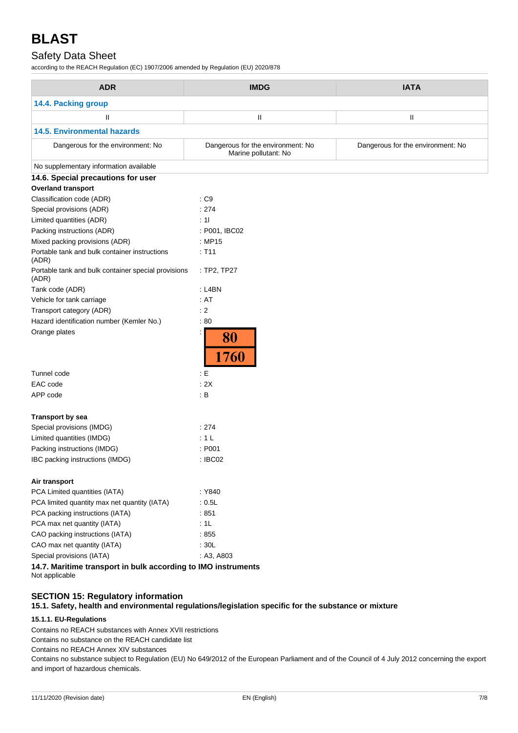| ADR | IMDG | IATA |
|---|---|---|
| **14.4. Packing group** | | |
| II | II | II |
| **14.5. Environmental hazards** | | |
| Dangerous for the environment: No | Dangerous for the environment: No<br>Marine pollutant: No | Dangerous for the environment: No |
| No supplementary information available | | |

### 14.6. Special precautions for user

**Overland transport**

| | |
|---|---|
| Classification code (ADR) | : C9 |
| Special provisions (ADR) | : 274 |
| Limited quantities (ADR) | : 1l |
| Packing instructions (ADR) | : P001, IBC02 |
| Mixed packing provisions (ADR) | : MP15 |
| Portable tank and bulk container instructions (ADR) | : T11 |
| Portable tank and bulk container special provisions (ADR) | : TP2, TP27 |
| Tank code (ADR) | : L4BN |
| Vehicle for tank carriage | : AT |
| Transport category (ADR) | : 2 |
| Hazard identification number (Kemler No.) | : 80 |
| Orange plates | : 80 / 1760 |
| Tunnel code | : E |
| EAC code | : 2X |
| APP code | : B |

**Transport by sea**

| | |
|---|---|
| Special provisions (IMDG) | : 274 |
| Limited quantities (IMDG) | : 1 L |
| Packing instructions (IMDG) | : P001 |
| IBC packing instructions (IMDG) | : IBC02 |

**Air transport**

| | |
|---|---|
| PCA Limited quantities (IATA) | : Y840 |
| PCA limited quantity max net quantity (IATA) | : 0.5L |
| PCA packing instructions (IATA) | : 851 |
| PCA max net quantity (IATA) | : 1L |
| CAO packing instructions (IATA) | : 855 |
| CAO max net quantity (IATA) | : 30L |
| Special provisions (IATA) | : A3, A803 |

### 14.7. Maritime transport in bulk according to IMO instruments

Not applicable

## SECTION 15: Regulatory information

### 15.1. Safety, health and environmental regulations/legislation specific for the substance or mixture

#### 15.1.1. EU-Regulations

Contains no REACH substances with Annex XVII restrictions

Contains no substance on the REACH candidate list

Contains no REACH Annex XIV substances

Contains no substance subject to Regulation (EU) No 649/2012 of the European Parliament and of the Council of 4 July 2012 concerning the export and import of hazardous chemicals.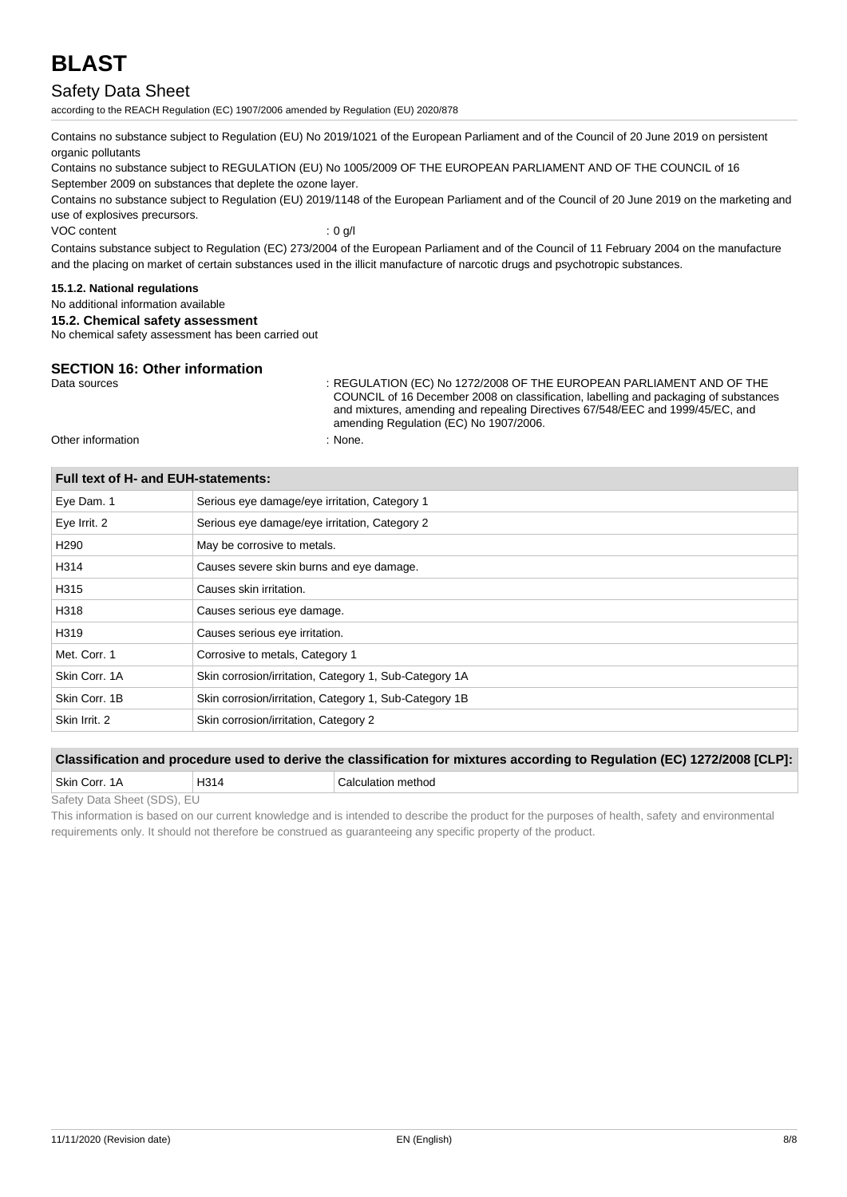# BLAST

## Safety Data Sheet

according to the REACH Regulation (EC) 1907/2006 amended by Regulation (EU) 2020/878

Contains no substance subject to Regulation (EU) No 2019/1021 of the European Parliament and of the Council of 20 June 2019 on persistent organic pollutants

Contains no substance subject to REGULATION (EU) No 1005/2009 OF THE EUROPEAN PARLIAMENT AND OF THE COUNCIL of 16 September 2009 on substances that deplete the ozone layer.

Contains no substance subject to Regulation (EU) 2019/1148 of the European Parliament and of the Council of 20 June 2019 on the marketing and use of explosives precursors.

VOC content : 0 g/l

Contains substance subject to Regulation (EC) 273/2004 of the European Parliament and of the Council of 11 February 2004 on the manufacture and the placing on market of certain substances used in the illicit manufacture of narcotic drugs and psychotropic substances.

**15.1.2. National regulations**

No additional information available

**15.2. Chemical safety assessment**

No chemical safety assessment has been carried out

### SECTION 16: Other information

Data sources : REGULATION (EC) No 1272/2008 OF THE EUROPEAN PARLIAMENT AND OF THE COUNCIL of 16 December 2008 on classification, labelling and packaging of substances and mixtures, amending and repealing Directives 67/548/EEC and 1999/45/EC, and amending Regulation (EC) No 1907/2006.

Other information : None.

| Full text of H- and EUH-statements: | |
|---|---|
| Eye Dam. 1 | Serious eye damage/eye irritation, Category 1 |
| Eye Irrit. 2 | Serious eye damage/eye irritation, Category 2 |
| H290 | May be corrosive to metals. |
| H314 | Causes severe skin burns and eye damage. |
| H315 | Causes skin irritation. |
| H318 | Causes serious eye damage. |
| H319 | Causes serious eye irritation. |
| Met. Corr. 1 | Corrosive to metals, Category 1 |
| Skin Corr. 1A | Skin corrosion/irritation, Category 1, Sub-Category 1A |
| Skin Corr. 1B | Skin corrosion/irritation, Category 1, Sub-Category 1B |
| Skin Irrit. 2 | Skin corrosion/irritation, Category 2 |

| Classification and procedure used to derive the classification for mixtures according to Regulation (EC) 1272/2008 [CLP]: | | |
|---|---|---|
| Skin Corr. 1A | H314 | Calculation method |

Safety Data Sheet (SDS), EU

This information is based on our current knowledge and is intended to describe the product for the purposes of health, safety and environmental requirements only. It should not therefore be construed as guaranteeing any specific property of the product.